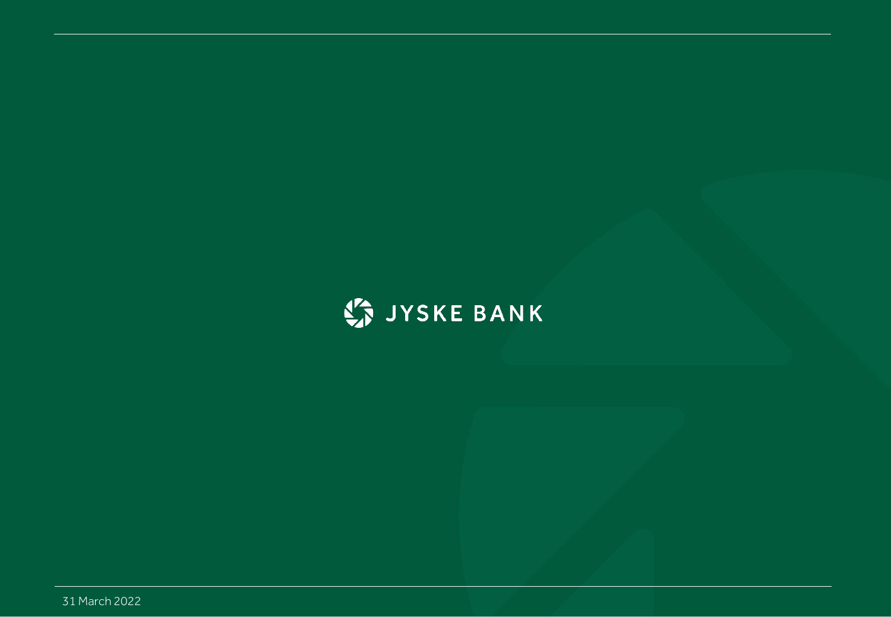# JYSKE BANK

31 March 2022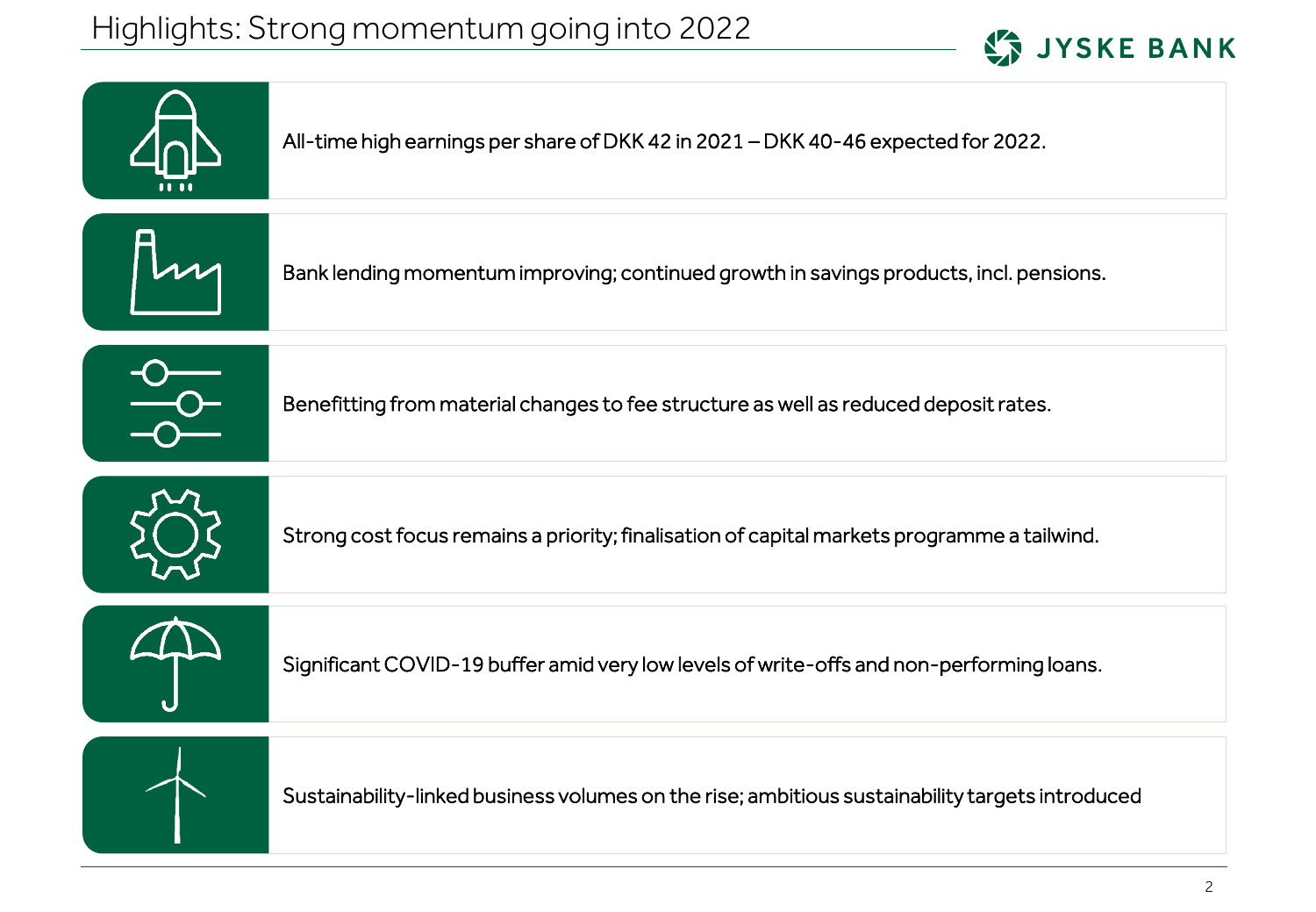# Highlights: Strong momentum going into 2022

- All-time high earnings per share of DKK 42 in 2021 – DKK 40-46 expected for 2022.
- Bank lending momentum improving; continued growth in savings products, incl. pensions.
- Benefitting from material changes to fee structure as well as reduced deposit rates.
- Strong cost focus remains a priority; finalisation of capital markets programme a tailwind.
- Significant COVID-19 buffer amid very low levels of write-offs and non-performing loans.
- Sustainability-linked business volumes on the rise; ambitious sustainability targets introduced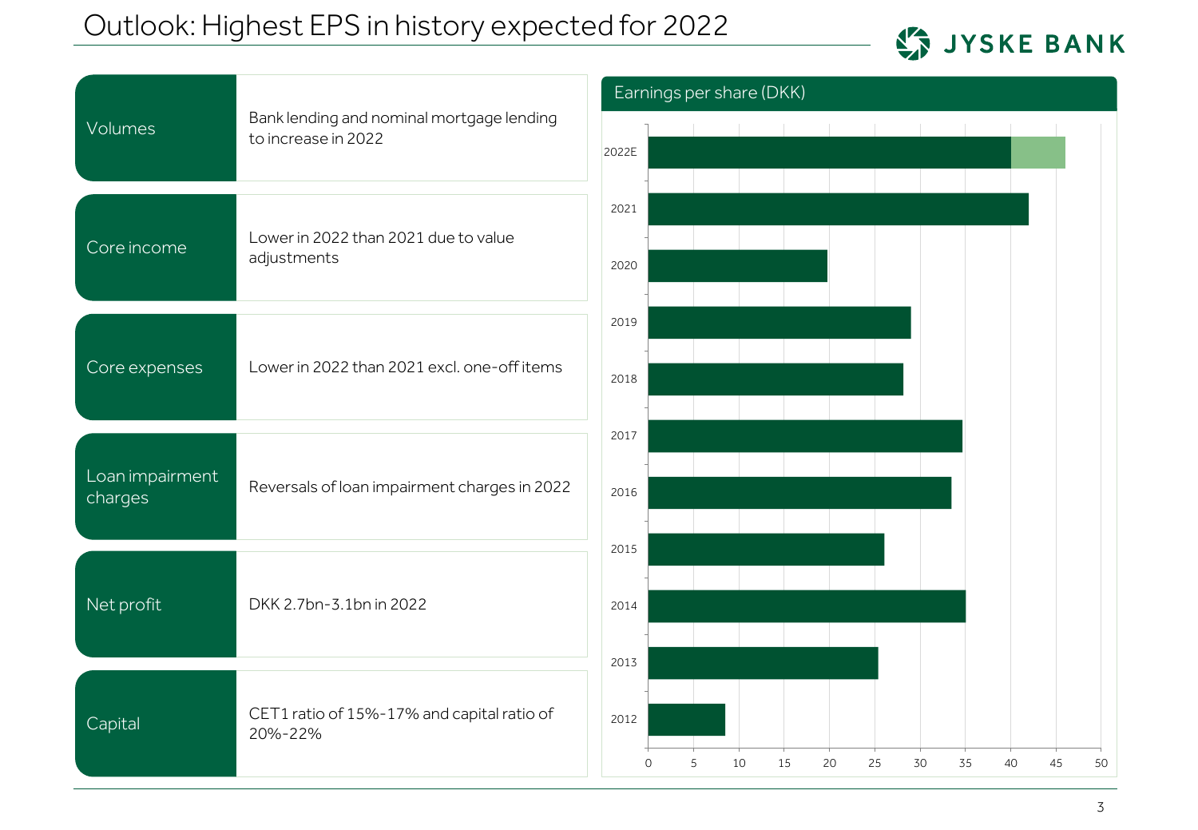# Outlook: Highest EPS in history expected for 2022

| | |
|---|---|
| Volumes | Bank lending and nominal mortgage lending to increase in 2022 |
| Core income | Lower in 2022 than 2021 due to value adjustments |
| Core expenses | Lower in 2022 than 2021 excl. one-off items |
| Loan impairment charges | Reversals of loan impairment charges in 2022 |
| Net profit | DKK 2.7bn-3.1bn in 2022 |
| Capital | CET1 ratio of 15%-17% and capital ratio of 20%-22% |

**Earnings per share (DKK)**

| Year | EPS (DKK, approx.) |
|---|---|
| 2022E | 40–46 |
| 2021 | 42 |
| 2020 | 20 |
| 2019 | 29 |
| 2018 | 28 |
| 2017 | 35 |
| 2016 | 33 |
| 2015 | 26 |
| 2014 | 35 |
| 2013 | 25 |
| 2012 | 8.5 |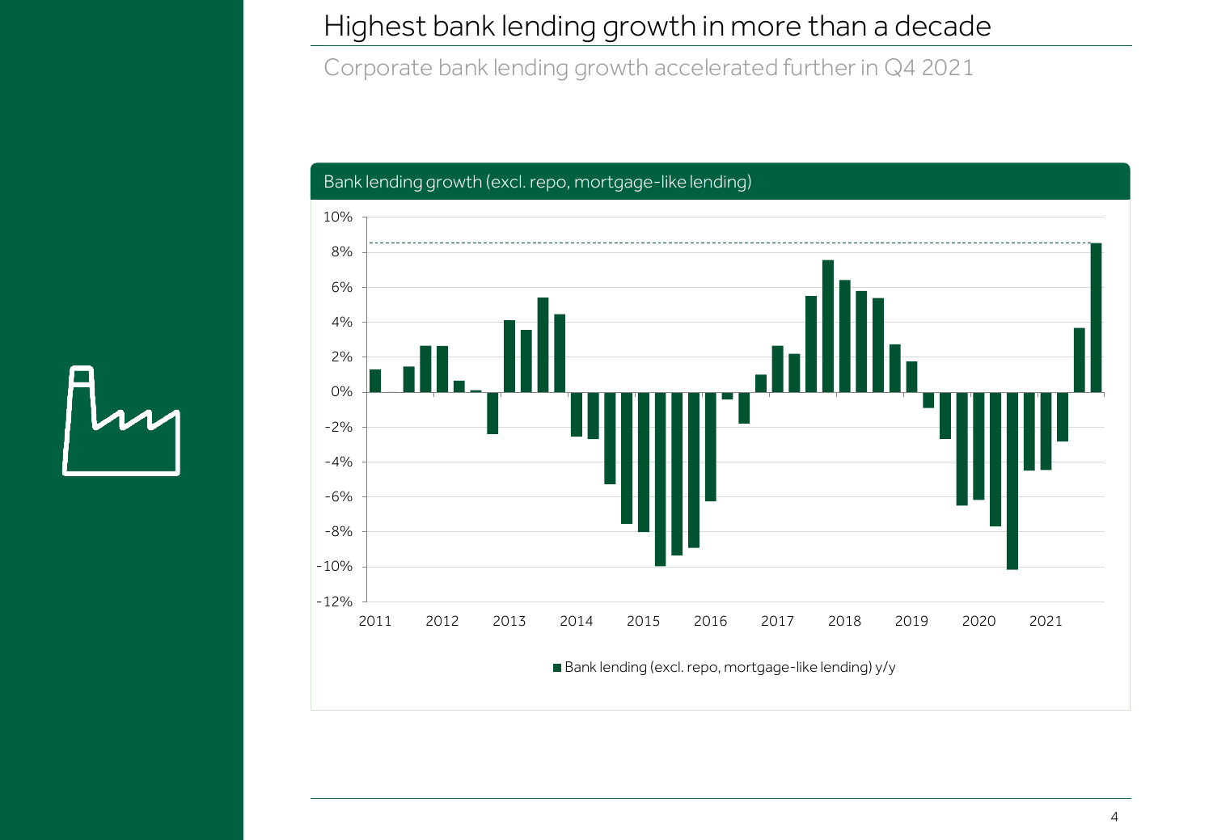# Highest bank lending growth in more than a decade

Corporate bank lending growth accelerated further in Q4 2021

Bank lending growth (excl. repo, mortgage-like lending)

■ Bank lending (excl. repo, mortgage-like lending) y/y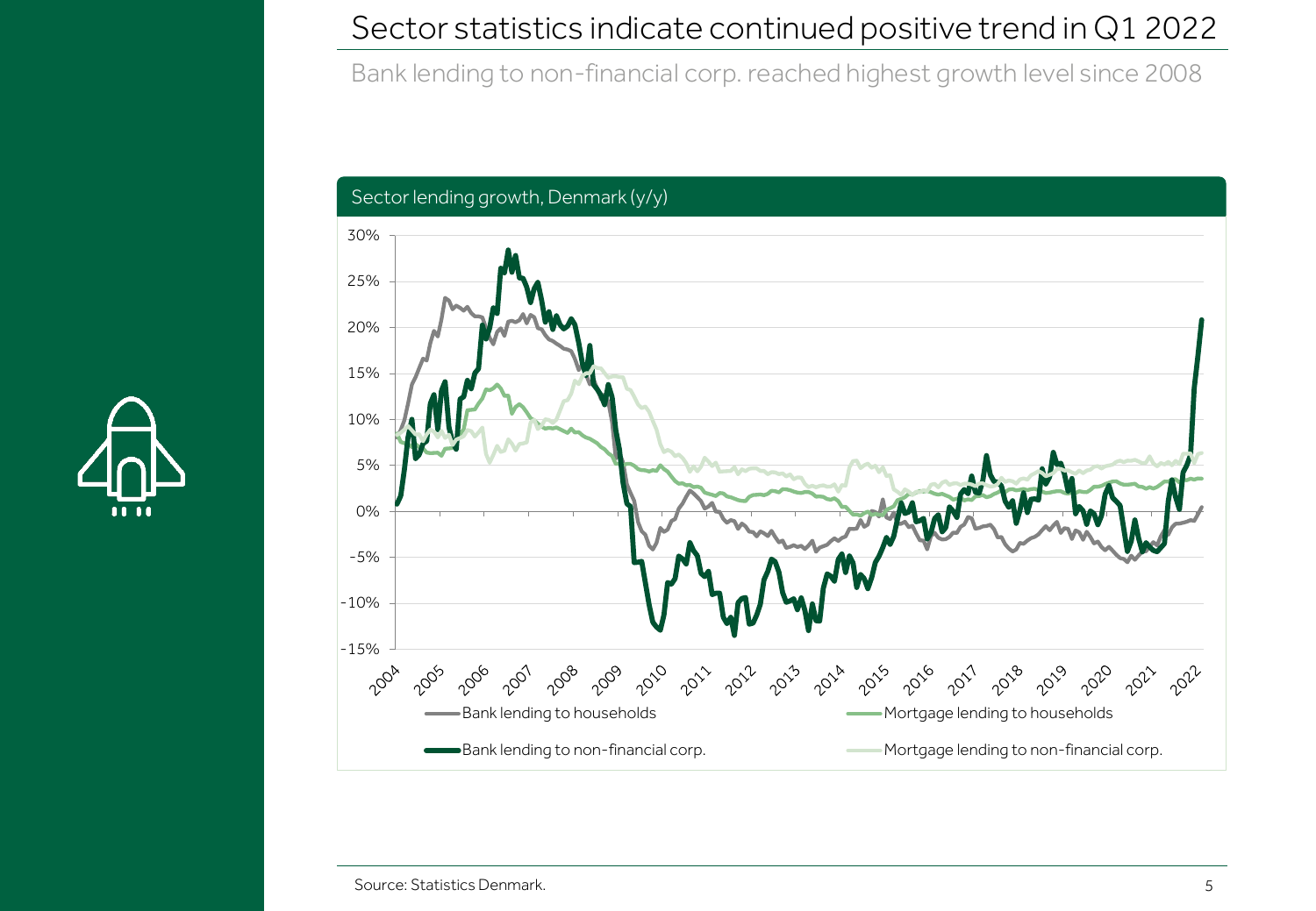# Sector statistics indicate continued positive trend in Q1 2022

Bank lending to non-financial corp. reached highest growth level since 2008

Sector lending growth, Denmark (y/y)

30%
25%
20%
15%
10%
5%
0%
-5%
-10%
-15%

2004 2005 2006 2007 2008 2009 2010 2011 2012 2013 2014 2015 2016 2017 2018 2019 2020 2021 2022

Bank lending to households
Mortgage lending to households
Bank lending to non-financial corp.
Mortgage lending to non-financial corp.

Source: Statistics Denmark.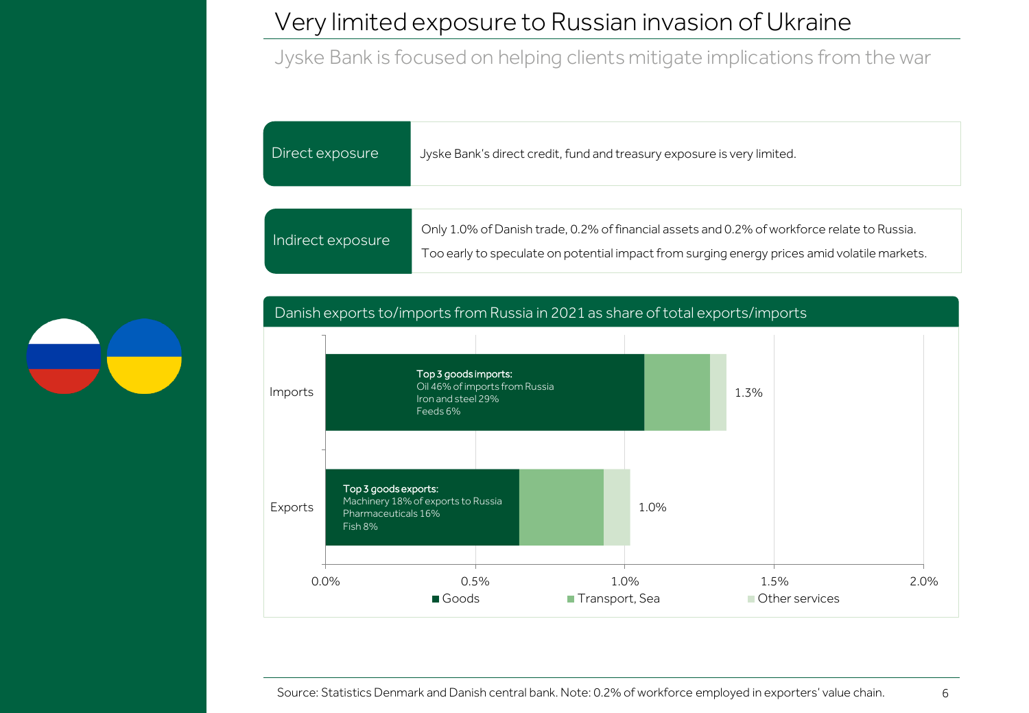# Very limited exposure to Russian invasion of Ukraine

## Jyske Bank is focused on helping clients mitigate implications from the war

| | |
|---|---|
| Direct exposure | Jyske Bank's direct credit, fund and treasury exposure is very limited. |
| Indirect exposure | Only 1.0% of Danish trade, 0.2% of financial assets and 0.2% of workforce relate to Russia.<br>Too early to speculate on potential impact from surging energy prices amid volatile markets. |

### Danish exports to/imports from Russia in 2021 as share of total exports/imports

Imports: 1.3%

**Top 3 goods imports:**
Oil 46% of imports from Russia
Iron and steel 29%
Feeds 6%

Exports: 1.0%

**Top 3 goods exports:**
Machinery 18% of exports to Russia
Pharmaceuticals 16%
Fish 8%

Legend: Goods, Transport, Sea, Other services

Source: Statistics Denmark and Danish central bank. Note: 0.2% of workforce employed in exporters' value chain.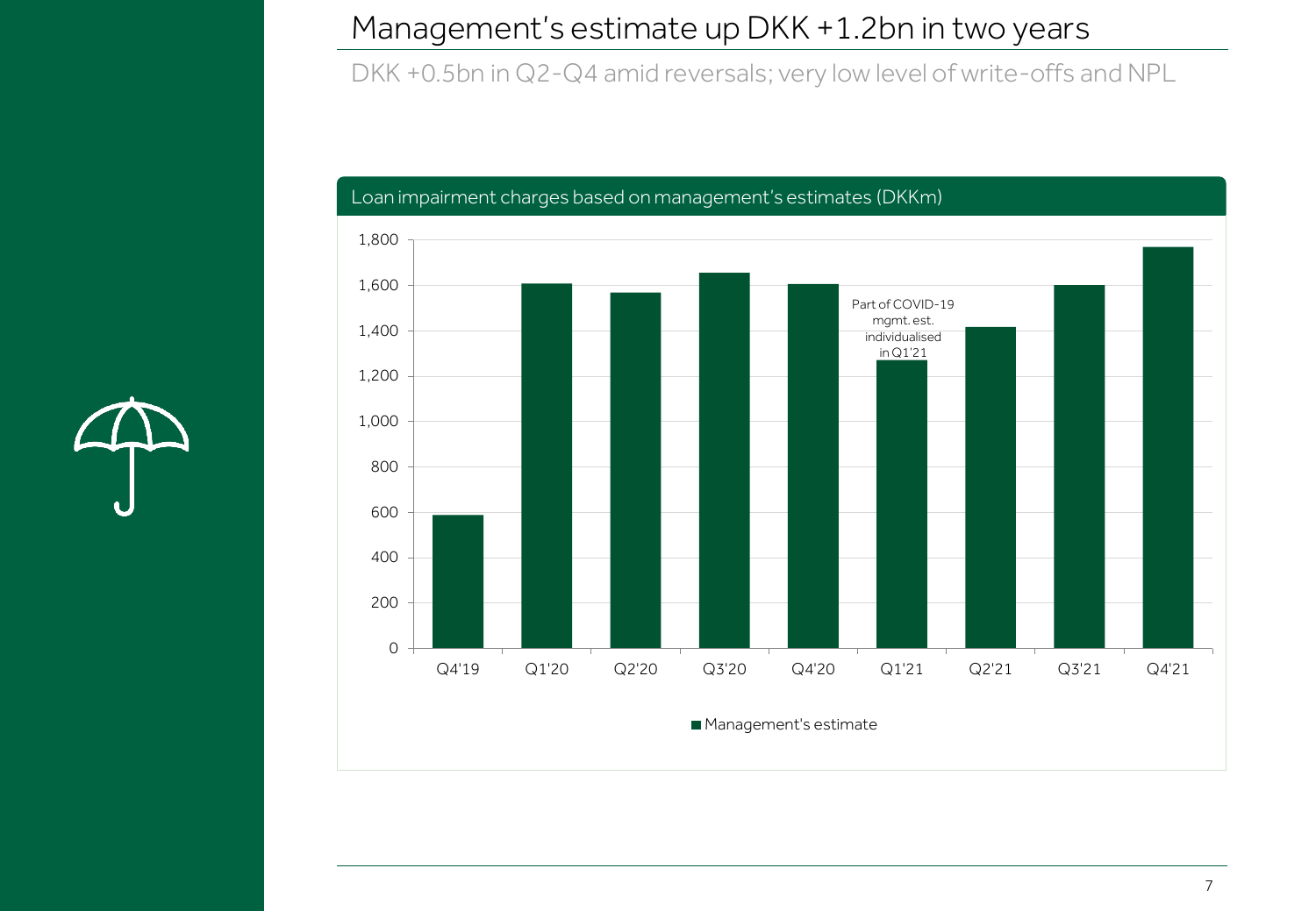# Management's estimate up DKK +1.2bn in two years

DKK +0.5bn in Q2-Q4 amid reversals; very low level of write-offs and NPL

**Loan impairment charges based on management's estimates (DKKm)**

| Quarter | Management's estimate |
|---|---|
| Q4'19 | ~590 |
| Q1'20 | ~1,610 |
| Q2'20 | ~1,570 |
| Q3'20 | ~1,660 |
| Q4'20 | ~1,610 |
| Q1'21 | ~1,270 |
| Q2'21 | ~1,420 |
| Q3'21 | ~1,600 |
| Q4'21 | ~1,770 |

Part of COVID-19 mgmt. est. individualised in Q1'21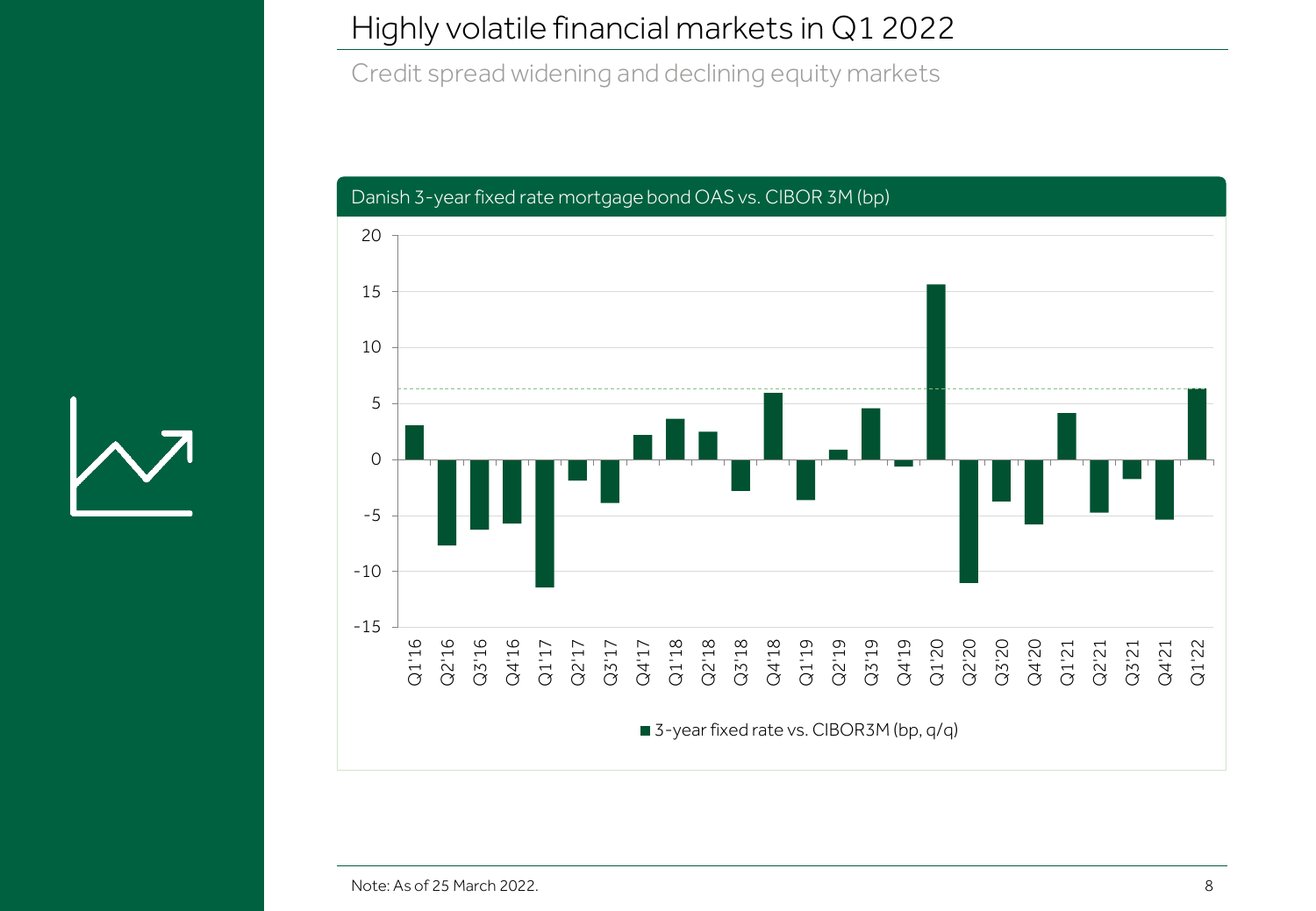# Highly volatile financial markets in Q1 2022

Credit spread widening and declining equity markets

Danish 3-year fixed rate mortgage bond OAS vs. CIBOR 3M (bp)

■ 3-year fixed rate vs. CIBOR3M (bp, q/q)

Note: As of 25 March 2022.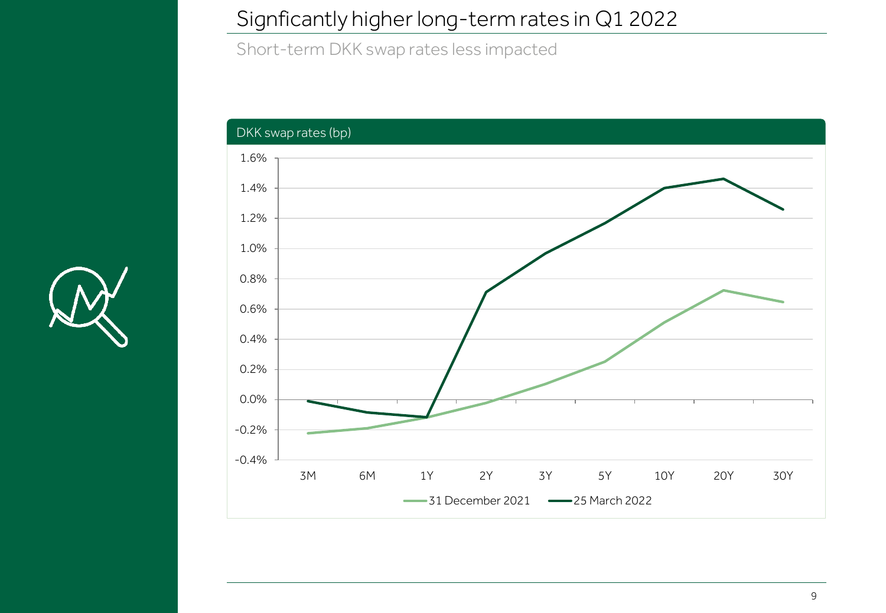# Signficantly higher long-term rates in Q1 2022

Short-term DKK swap rates less impacted

DKK swap rates (bp)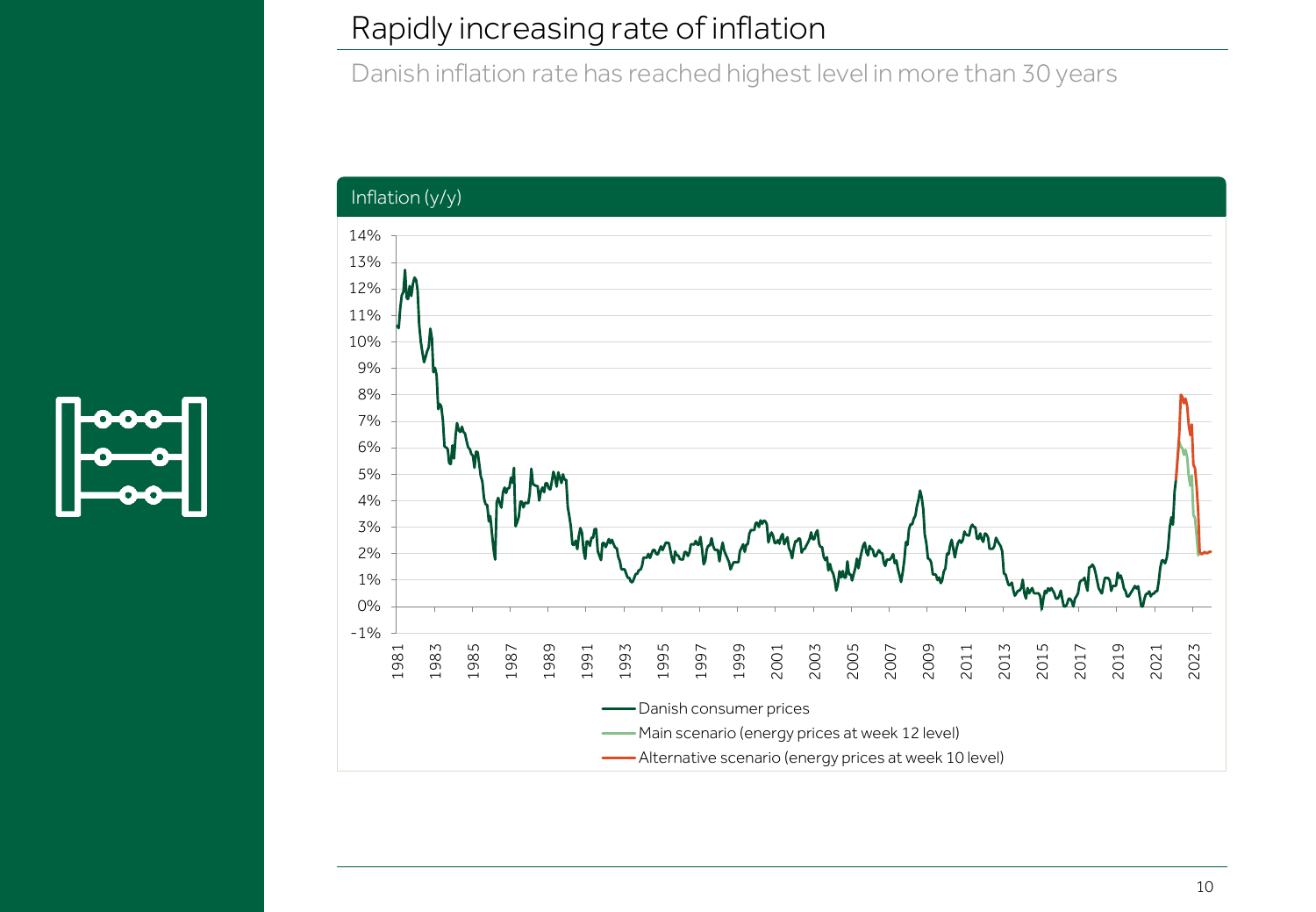# Rapidly increasing rate of inflation

Danish inflation rate has reached highest level in more than 30 years

Inflation (y/y)

- Danish consumer prices
- Main scenario (energy prices at week 12 level)
- Alternative scenario (energy prices at week 10 level)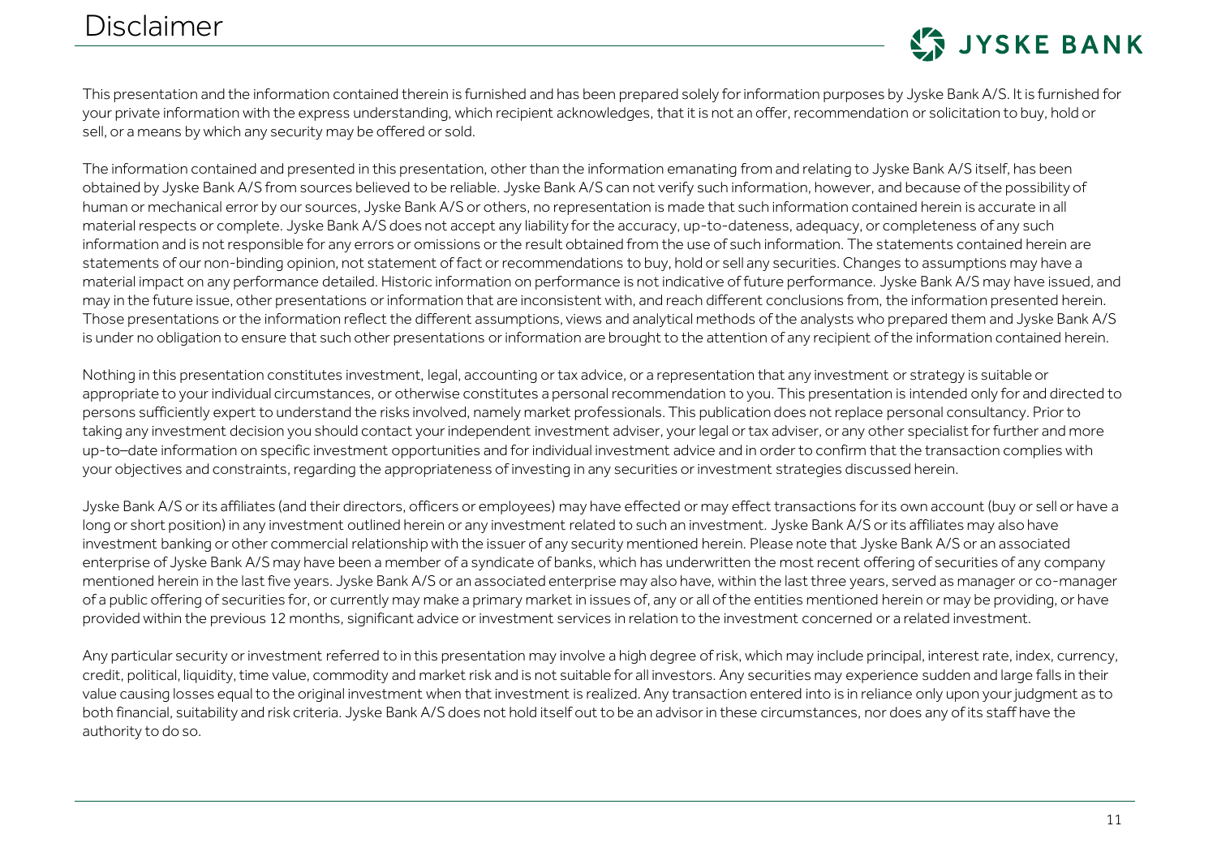# Disclaimer

This presentation and the information contained therein is furnished and has been prepared solely for information purposes by Jyske Bank A/S. It is furnished for your private information with the express understanding, which recipient acknowledges, that it is not an offer, recommendation or solicitation to buy, hold or sell, or a means by which any security may be offered or sold.

The information contained and presented in this presentation, other than the information emanating from and relating to Jyske Bank A/S itself, has been obtained by Jyske Bank A/S from sources believed to be reliable. Jyske Bank A/S can not verify such information, however, and because of the possibility of human or mechanical error by our sources, Jyske Bank A/S or others, no representation is made that such information contained herein is accurate in all material respects or complete. Jyske Bank A/S does not accept any liability for the accuracy, up-to-dateness, adequacy, or completeness of any such information and is not responsible for any errors or omissions or the result obtained from the use of such information. The statements contained herein are statements of our non-binding opinion, not statement of fact or recommendations to buy, hold or sell any securities. Changes to assumptions may have a material impact on any performance detailed. Historic information on performance is not indicative of future performance. Jyske Bank A/S may have issued, and may in the future issue, other presentations or information that are inconsistent with, and reach different conclusions from, the information presented herein. Those presentations or the information reflect the different assumptions, views and analytical methods of the analysts who prepared them and Jyske Bank A/S is under no obligation to ensure that such other presentations or information are brought to the attention of any recipient of the information contained herein.

Nothing in this presentation constitutes investment, legal, accounting or tax advice, or a representation that any investment or strategy is suitable or appropriate to your individual circumstances, or otherwise constitutes a personal recommendation to you. This presentation is intended only for and directed to persons sufficiently expert to understand the risks involved, namely market professionals. This publication does not replace personal consultancy. Prior to taking any investment decision you should contact your independent investment adviser, your legal or tax adviser, or any other specialist for further and more up-to–date information on specific investment opportunities and for individual investment advice and in order to confirm that the transaction complies with your objectives and constraints, regarding the appropriateness of investing in any securities or investment strategies discussed herein.

Jyske Bank A/S or its affiliates (and their directors, officers or employees) may have effected or may effect transactions for its own account (buy or sell or have a long or short position) in any investment outlined herein or any investment related to such an investment. Jyske Bank A/S or its affiliates may also have investment banking or other commercial relationship with the issuer of any security mentioned herein. Please note that Jyske Bank A/S or an associated enterprise of Jyske Bank A/S may have been a member of a syndicate of banks, which has underwritten the most recent offering of securities of any company mentioned herein in the last five years. Jyske Bank A/S or an associated enterprise may also have, within the last three years, served as manager or co-manager of a public offering of securities for, or currently may make a primary market in issues of, any or all of the entities mentioned herein or may be providing, or have provided within the previous 12 months, significant advice or investment services in relation to the investment concerned or a related investment.

Any particular security or investment referred to in this presentation may involve a high degree of risk, which may include principal, interest rate, index, currency, credit, political, liquidity, time value, commodity and market risk and is not suitable for all investors. Any securities may experience sudden and large falls in their value causing losses equal to the original investment when that investment is realized. Any transaction entered into is in reliance only upon your judgment as to both financial, suitability and risk criteria. Jyske Bank A/S does not hold itself out to be an advisor in these circumstances, nor does any of its staff have the authority to do so.